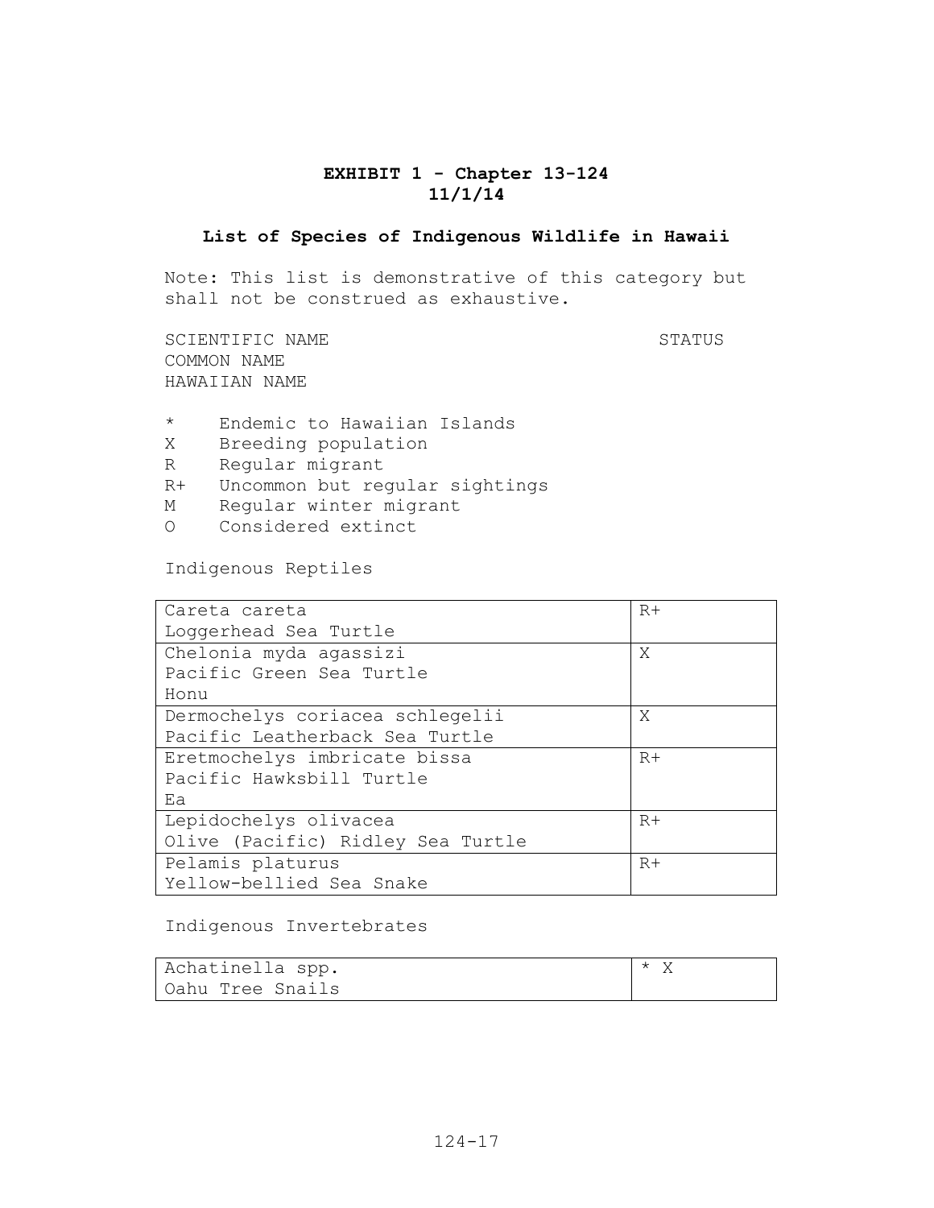**EXHIBIT 1 - Chapter 13-124**
**11/1/14**

## List of Species of Indigenous Wildlife in Hawaii

Note: This list is demonstrative of this category but shall not be construed as exhaustive.

SCIENTIFIC NAME — STATUS
COMMON NAME
HAWAIIAN NAME

- \*  Endemic to Hawaiian Islands
- X  Breeding population
- R  Regular migrant
- R+  Uncommon but regular sightings
- M  Regular winter migrant
- O  Considered extinct

Indigenous Reptiles

| Name | Status |
|---|---|
| Careta careta<br>Loggerhead Sea Turtle | R+ |
| Chelonia myda agassizi<br>Pacific Green Sea Turtle<br>Honu | X |
| Dermochelys coriacea schlegelii<br>Pacific Leatherback Sea Turtle | X |
| Eretmochelys imbricate bissa<br>Pacific Hawksbill Turtle<br>Ea | R+ |
| Lepidochelys olivacea<br>Olive (Pacific) Ridley Sea Turtle | R+ |
| Pelamis platurus<br>Yellow-bellied Sea Snake | R+ |

Indigenous Invertebrates

| Name | Status |
|---|---|
| Achatinella spp.<br>Oahu Tree Snails | * X |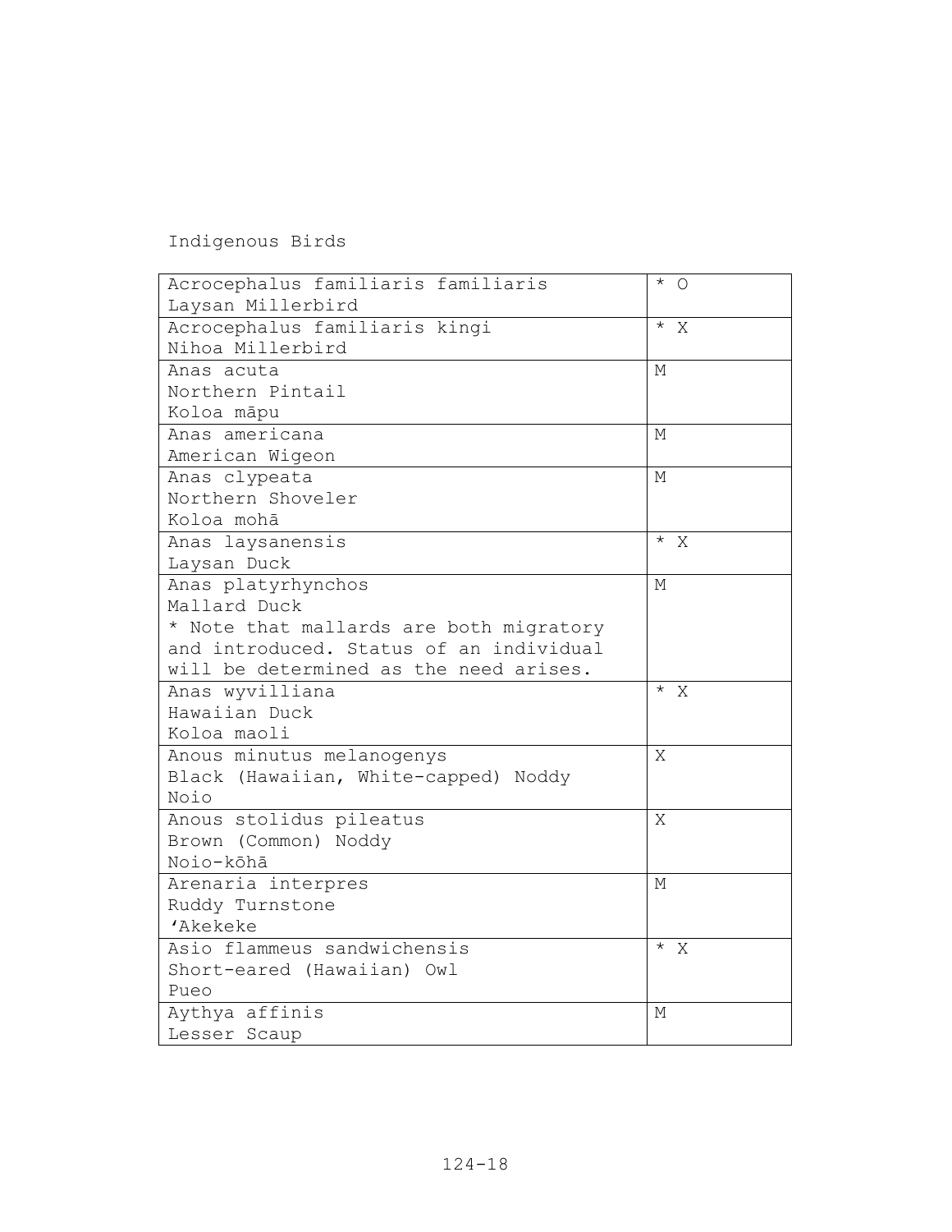Indigenous Birds

| | |
|---|---|
| Acrocephalus familiaris familiaris<br>Laysan Millerbird | * O |
| Acrocephalus familiaris kingi<br>Nihoa Millerbird | * X |
| Anas acuta<br>Northern Pintail<br>Koloa māpu | M |
| Anas americana<br>American Wigeon | M |
| Anas clypeata<br>Northern Shoveler<br>Koloa mohā | M |
| Anas laysanensis<br>Laysan Duck | * X |
| Anas platyrhynchos<br>Mallard Duck<br>* Note that mallards are both migratory and introduced. Status of an individual will be determined as the need arises. | M |
| Anas wyvilliana<br>Hawaiian Duck<br>Koloa maoli | * X |
| Anous minutus melanogenys<br>Black (Hawaiian, White-capped) Noddy<br>Noio | X |
| Anous stolidus pileatus<br>Brown (Common) Noddy<br>Noio-kōhā | X |
| Arenaria interpres<br>Ruddy Turnstone<br>'Akekeke | M |
| Asio flammeus sandwichensis<br>Short-eared (Hawaiian) Owl<br>Pueo | * X |
| Aythya affinis<br>Lesser Scaup | M |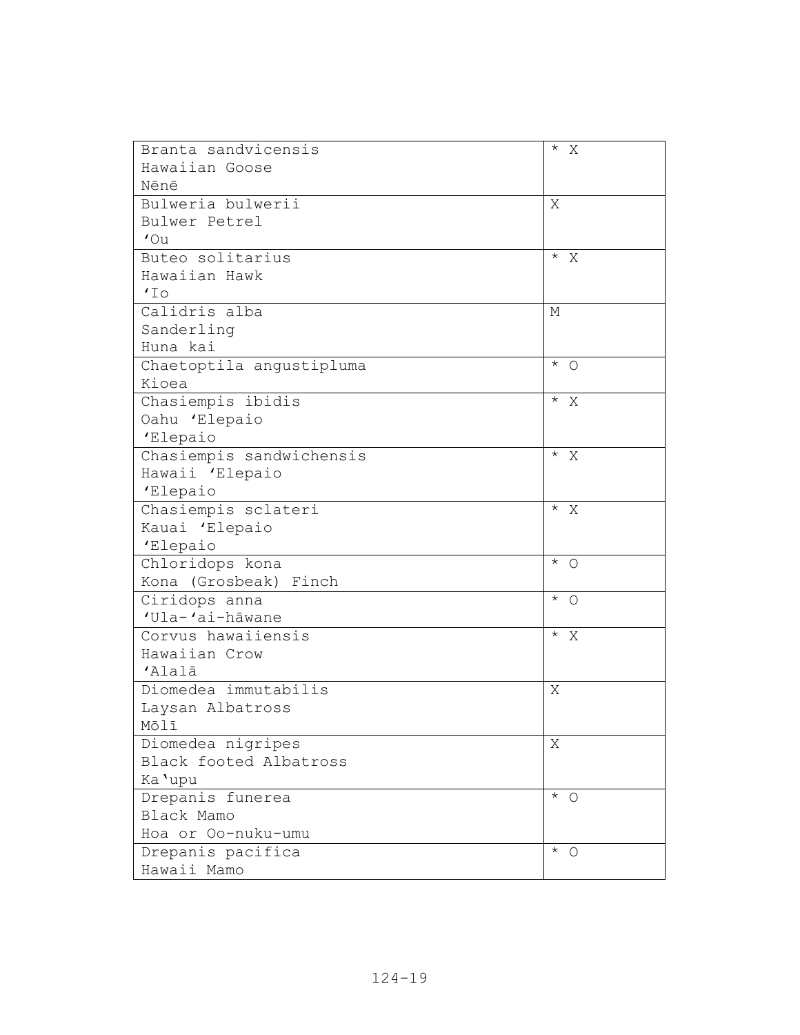| | |
|---|---|
| Branta sandvicensis<br>Hawaiian Goose<br>Nēnē | * X |
| Bulweria bulwerii<br>Bulwer Petrel<br>'Ou | X |
| Buteo solitarius<br>Hawaiian Hawk<br>'Io | * X |
| Calidris alba<br>Sanderling<br>Huna kai | M |
| Chaetoptila angustipluma<br>Kioea | * O |
| Chasiempis ibidis<br>Oahu 'Elepaio<br>'Elepaio | * X |
| Chasiempis sandwichensis<br>Hawaii 'Elepaio<br>'Elepaio | * X |
| Chasiempis sclateri<br>Kauai 'Elepaio<br>'Elepaio | * X |
| Chloridops kona<br>Kona (Grosbeak) Finch | * O |
| Ciridops anna<br>'Ula-'ai-hāwane | * O |
| Corvus hawaiiensis<br>Hawaiian Crow<br>'Alalā | * X |
| Diomedea immutabilis<br>Laysan Albatross<br>Mōlī | X |
| Diomedea nigripes<br>Black footed Albatross<br>Ka'upu | X |
| Drepanis funerea<br>Black Mamo<br>Hoa or Oo-nuku-umu | * O |
| Drepanis pacifica<br>Hawaii Mamo | * O |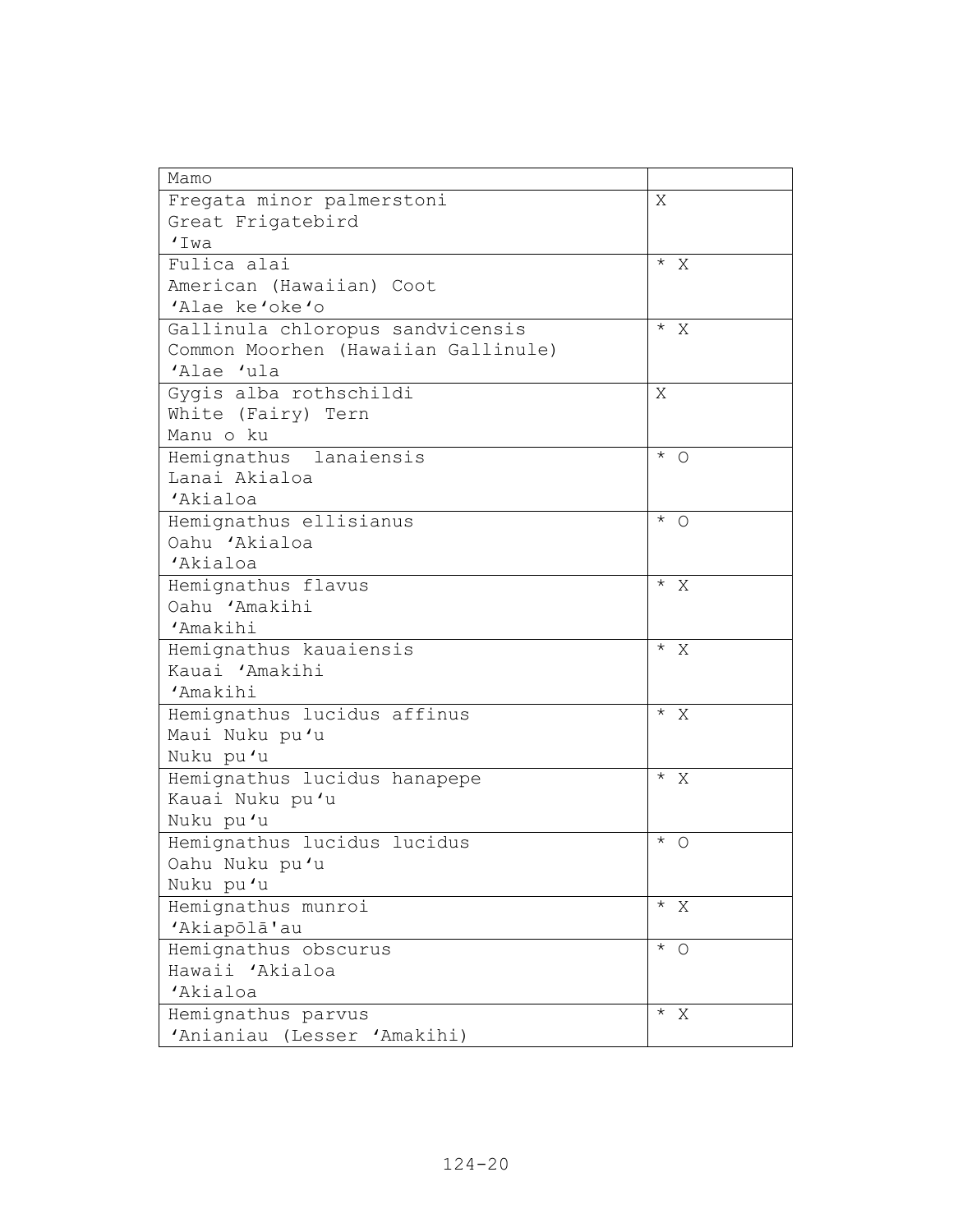| | |
|---|---|
| Mamo | |
| Fregata minor palmerstoni<br>Great Frigatebird<br>'Iwa | X |
| Fulica alai<br>American (Hawaiian) Coot<br>'Alae ke'oke'o | * X |
| Gallinula chloropus sandvicensis<br>Common Moorhen (Hawaiian Gallinule)<br>'Alae 'ula | * X |
| Gygis alba rothschildi<br>White (Fairy) Tern<br>Manu o ku | X |
| Hemignathus lanaiensis<br>Lanai Akialoa<br>'Akialoa | * O |
| Hemignathus ellisianus<br>Oahu 'Akialoa<br>'Akialoa | * O |
| Hemignathus flavus<br>Oahu 'Amakihi<br>'Amakihi | * X |
| Hemignathus kauaiensis<br>Kauai 'Amakihi<br>'Amakihi | * X |
| Hemignathus lucidus affinus<br>Maui Nuku pu'u<br>Nuku pu'u | * X |
| Hemignathus lucidus hanapepe<br>Kauai Nuku pu'u<br>Nuku pu'u | * X |
| Hemignathus lucidus lucidus<br>Oahu Nuku pu'u<br>Nuku pu'u | * O |
| Hemignathus munroi<br>'Akiapōlā'au | * X |
| Hemignathus obscurus<br>Hawaii 'Akialoa<br>'Akialoa | * O |
| Hemignathus parvus<br>'Anianiau (Lesser 'Amakihi) | * X |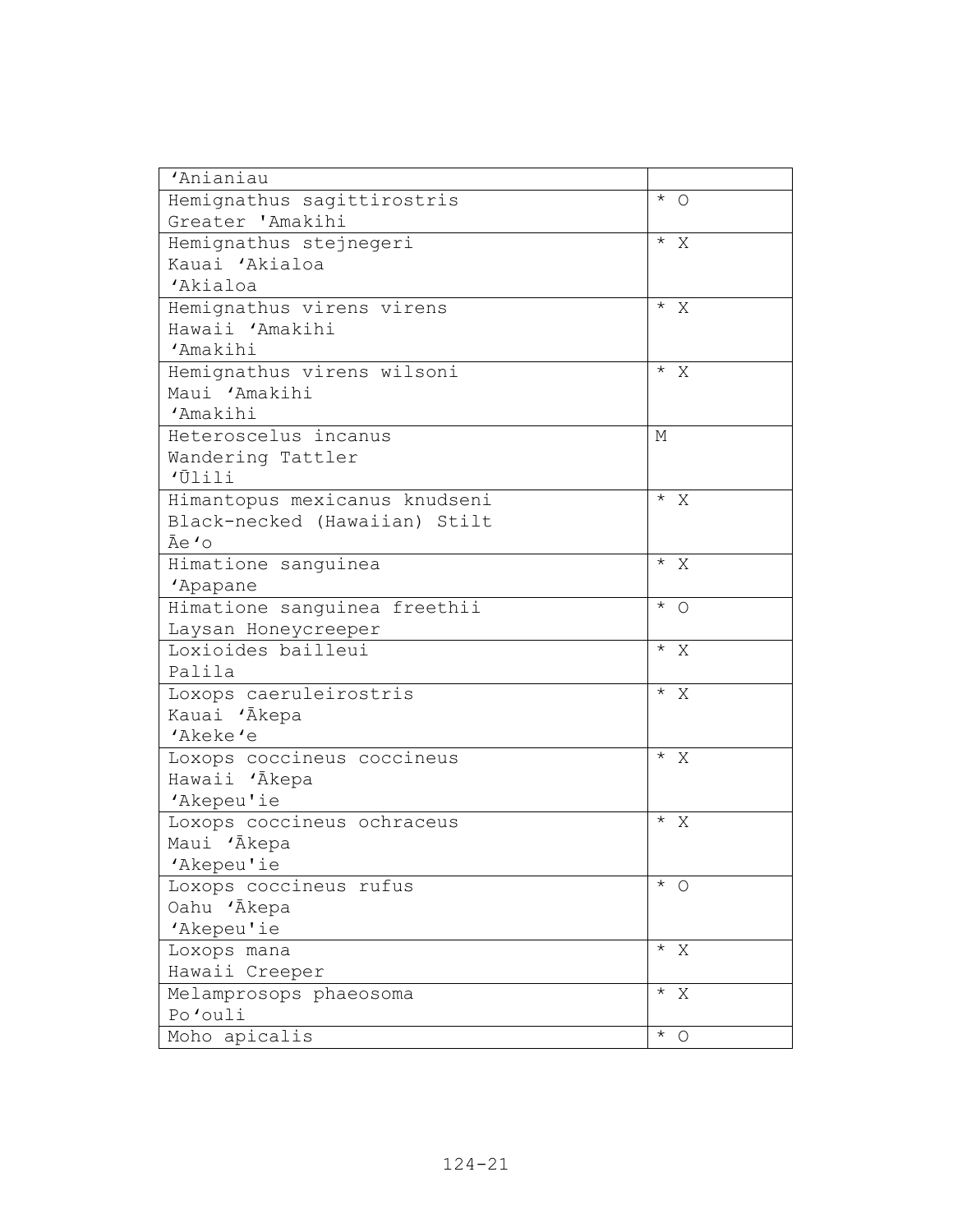| | |
|---|---|
| ʻAnianiau | |
| Hemignathus sagittirostris<br>Greater 'Amakihi | * O |
| Hemignathus stejnegeri<br>Kauai ʻAkialoa<br>ʻAkialoa | * X |
| Hemignathus virens virens<br>Hawaii ʻAmakihi<br>ʻAmakihi | * X |
| Hemignathus virens wilsoni<br>Maui ʻAmakihi<br>ʻAmakihi | * X |
| Heteroscelus incanus<br>Wandering Tattler<br>ʻŪlili | M |
| Himantopus mexicanus knudseni<br>Black-necked (Hawaiian) Stilt<br>Āeʻo | * X |
| Himatione sanguinea<br>ʻApapane | * X |
| Himatione sanguinea freethii<br>Laysan Honeycreeper | * O |
| Loxioides bailleui<br>Palila | * X |
| Loxops caeruleirostris<br>Kauai ʻĀkepa<br>ʻAkekeʻe | * X |
| Loxops coccineus coccineus<br>Hawaii ʻĀkepa<br>ʻAkepeu'ie | * X |
| Loxops coccineus ochraceus<br>Maui ʻĀkepa<br>ʻAkepeu'ie | * X |
| Loxops coccineus rufus<br>Oahu ʻĀkepa<br>ʻAkepeu'ie | * O |
| Loxops mana<br>Hawaii Creeper | * X |
| Melamprosops phaeosoma<br>Poʻouli | * X |
| Moho apicalis | * O |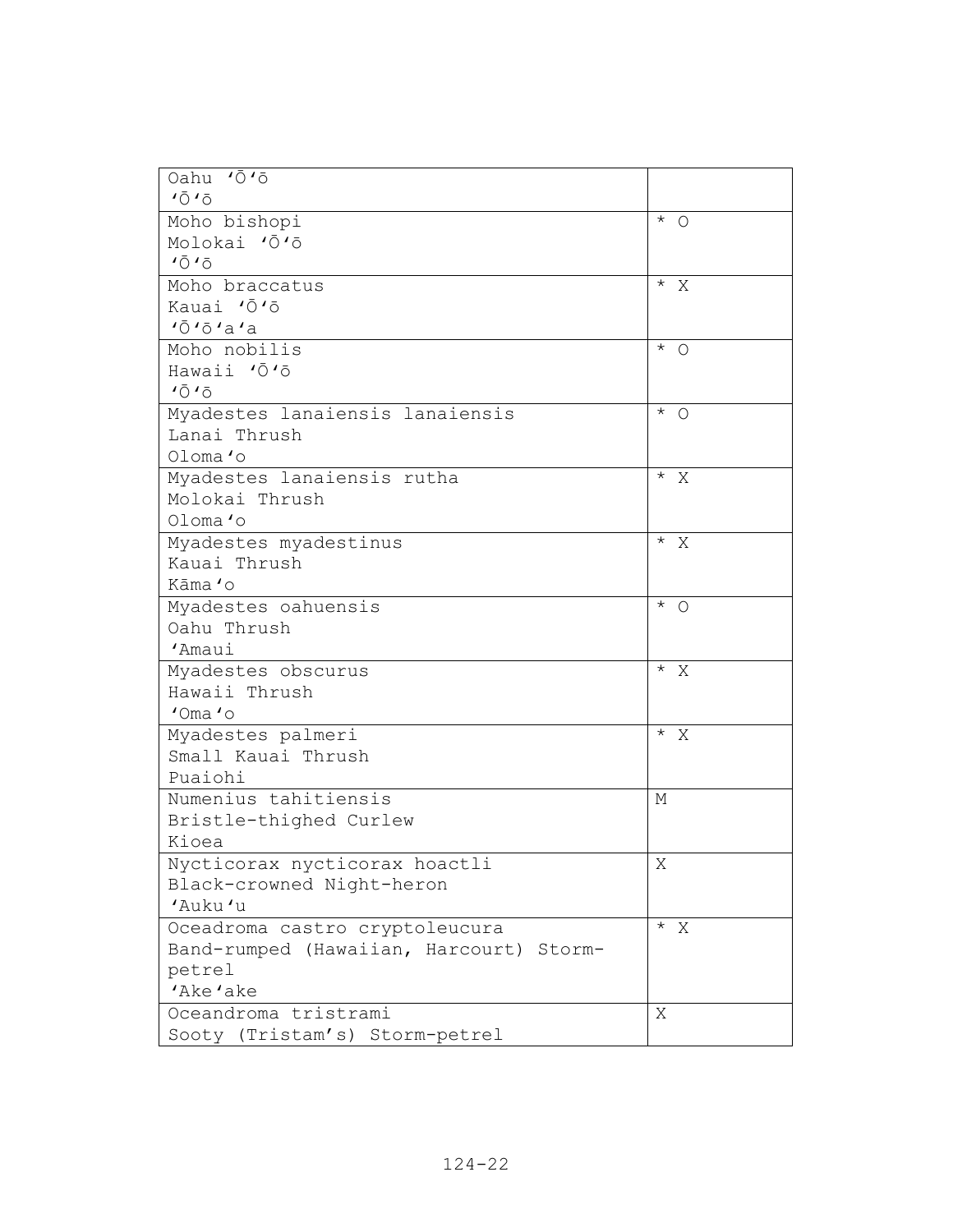| | |
|---|---|
| Oahu ʻŌʻō<br>ʻŌʻō | |
| Moho bishopi<br>Molokai ʻŌʻō<br>ʻŌʻō | * O |
| Moho braccatus<br>Kauai ʻŌʻō<br>ʻŌʻōʻaʻa | * X |
| Moho nobilis<br>Hawaii ʻŌʻō<br>ʻŌʻō | * O |
| Myadestes lanaiensis lanaiensis<br>Lanai Thrush<br>Olomaʻo | * O |
| Myadestes lanaiensis rutha<br>Molokai Thrush<br>Olomaʻo | * X |
| Myadestes myadestinus<br>Kauai Thrush<br>Kāmaʻo | * X |
| Myadestes oahuensis<br>Oahu Thrush<br>ʻAmaui | * O |
| Myadestes obscurus<br>Hawaii Thrush<br>ʻOmaʻo | * X |
| Myadestes palmeri<br>Small Kauai Thrush<br>Puaiohi | * X |
| Numenius tahitiensis<br>Bristle-thighed Curlew<br>Kioea | M |
| Nycticorax nycticorax hoactli<br>Black-crowned Night-heron<br>ʻAukuʻu | X |
| Oceadroma castro cryptoleucura<br>Band-rumped (Hawaiian, Harcourt) Storm-petrel<br>ʻAkeʻake | * X |
| Oceandroma tristrami<br>Sooty (Tristam's) Storm-petrel | X |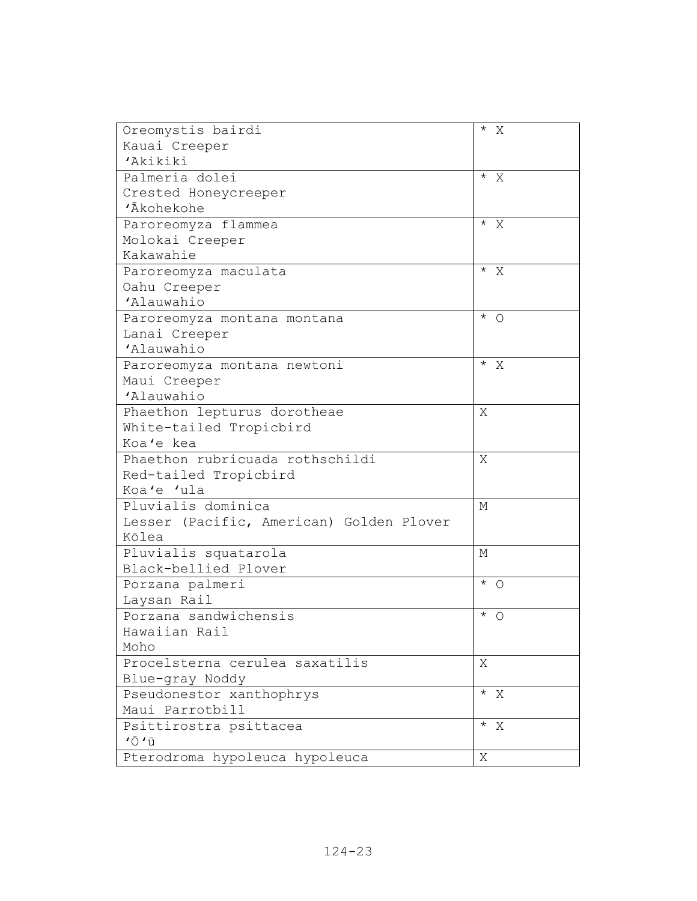| | |
|---|---|
| Oreomystis bairdi<br>Kauai Creeper<br>ʻAkikiki | * X |
| Palmeria dolei<br>Crested Honeycreeper<br>ʻĀkohekohe | * X |
| Paroreomyza flammea<br>Molokai Creeper<br>Kakawahie | * X |
| Paroreomyza maculata<br>Oahu Creeper<br>ʻAlauwahio | * X |
| Paroreomyza montana montana<br>Lanai Creeper<br>ʻAlauwahio | * O |
| Paroreomyza montana newtoni<br>Maui Creeper<br>ʻAlauwahio | * X |
| Phaethon lepturus dorotheae<br>White-tailed Tropicbird<br>Koaʻe kea | X |
| Phaethon rubricuada rothschildi<br>Red-tailed Tropicbird<br>Koaʻe ʻula | X |
| Pluvialis dominica<br>Lesser (Pacific, American) Golden Plover<br>Kōlea | M |
| Pluvialis squatarola<br>Black-bellied Plover | M |
| Porzana palmeri<br>Laysan Rail | * O |
| Porzana sandwichensis<br>Hawaiian Rail<br>Moho | * O |
| Procelsterna cerulea saxatilis<br>Blue-gray Noddy | X |
| Pseudonestor xanthophrys<br>Maui Parrotbill | * X |
| Psittirostra psittacea<br>ʻŌʻū | * X |
| Pterodroma hypoleuca hypoleuca | X |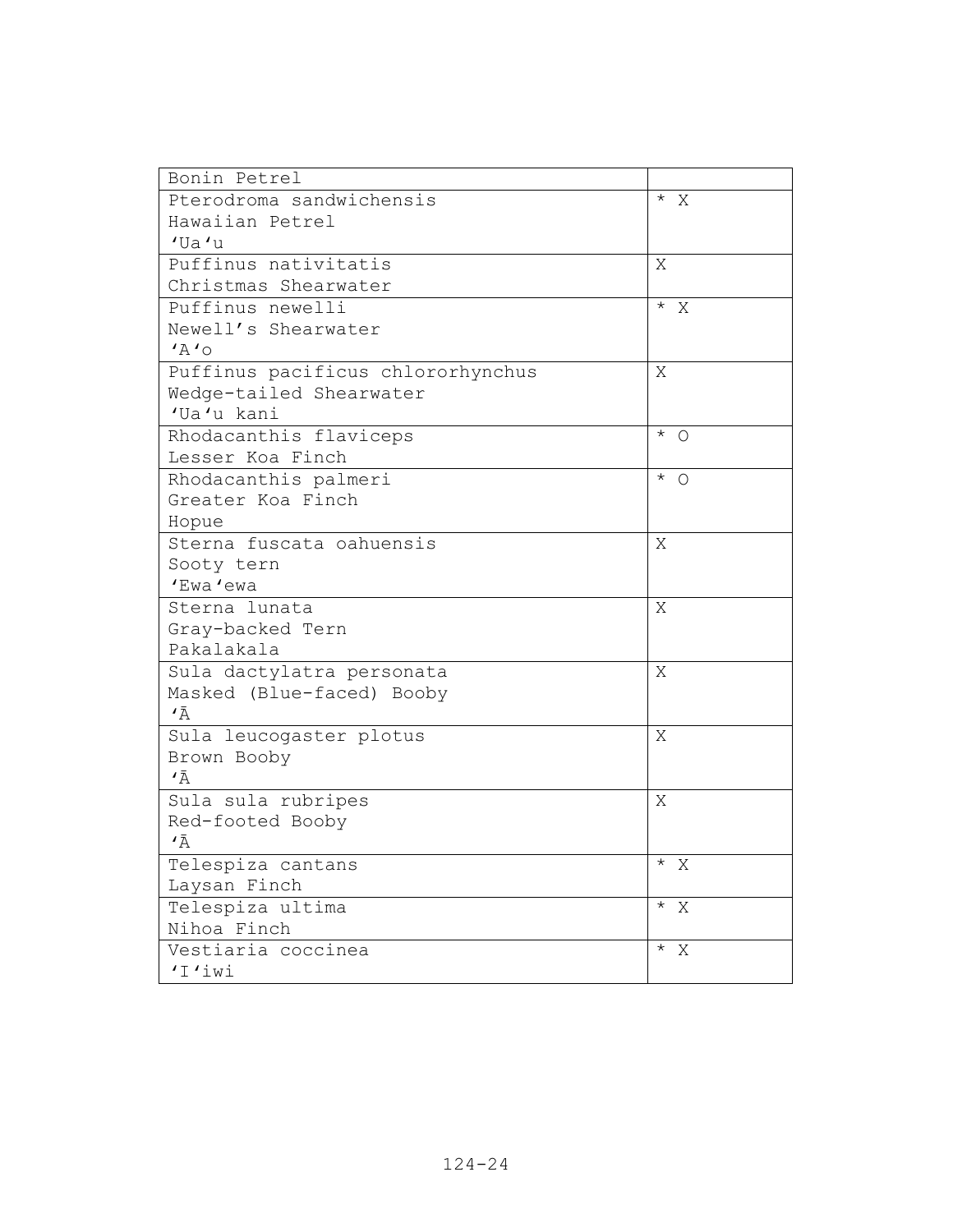| | |
|---|---|
| Bonin Petrel | |
| Pterodroma sandwichensis<br>Hawaiian Petrel<br>'Ua'u | * X |
| Puffinus nativitatis<br>Christmas Shearwater | X |
| Puffinus newelli<br>Newell's Shearwater<br>'A'o | * X |
| Puffinus pacificus chlororhynchus<br>Wedge-tailed Shearwater<br>'Ua'u kani | X |
| Rhodacanthis flaviceps<br>Lesser Koa Finch | * O |
| Rhodacanthis palmeri<br>Greater Koa Finch<br>Hopue | * O |
| Sterna fuscata oahuensis<br>Sooty tern<br>'Ewa'ewa | X |
| Sterna lunata<br>Gray-backed Tern<br>Pakalakala | X |
| Sula dactylatra personata<br>Masked (Blue-faced) Booby<br>'Ā | X |
| Sula leucogaster plotus<br>Brown Booby<br>'Ā | X |
| Sula sula rubripes<br>Red-footed Booby<br>'Ā | X |
| Telespiza cantans<br>Laysan Finch | * X |
| Telespiza ultima<br>Nihoa Finch | * X |
| Vestiaria coccinea<br>'I'iwi | * X |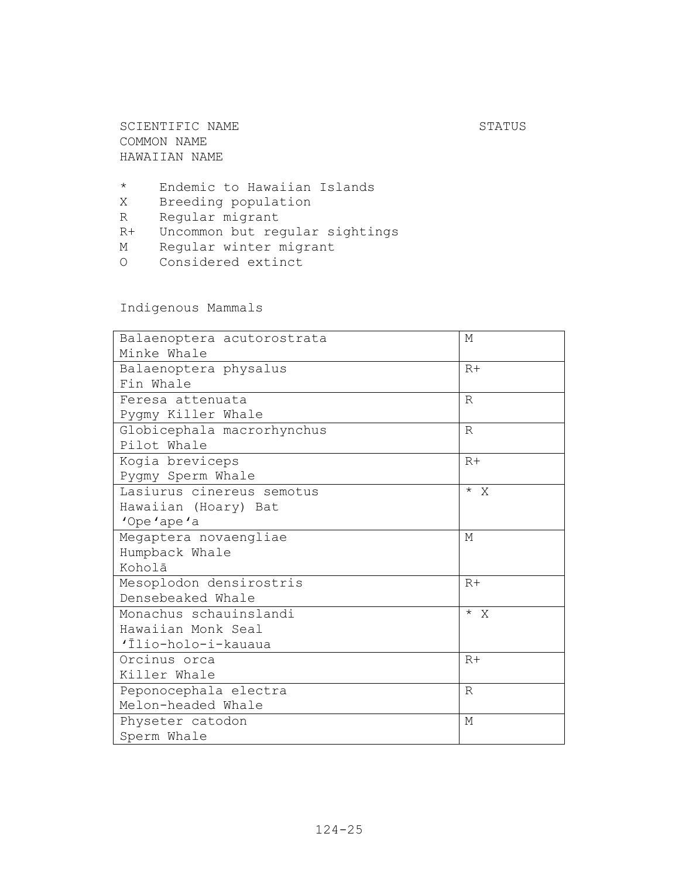SCIENTIFIC NAME
COMMON NAME
HAWAIIAN NAME

STATUS

- `*` Endemic to Hawaiian Islands
- X Breeding population
- R Regular migrant
- R+ Uncommon but regular sightings
- M Regular winter migrant
- O Considered extinct

Indigenous Mammals

| SCIENTIFIC NAME / COMMON NAME / HAWAIIAN NAME | STATUS |
|---|---|
| Balaenoptera acutorostrata<br>Minke Whale | M |
| Balaenoptera physalus<br>Fin Whale | R+ |
| Feresa attenuata<br>Pygmy Killer Whale | R |
| Globicephala macrorhynchus<br>Pilot Whale | R |
| Kogia breviceps<br>Pygmy Sperm Whale | R+ |
| Lasiurus cinereus semotus<br>Hawaiian (Hoary) Bat<br>ʻOpeʻapeʻa | * X |
| Megaptera novaengliae<br>Humpback Whale<br>Koholā | M |
| Mesoplodon densirostris<br>Densebeaked Whale | R+ |
| Monachus schauinslandi<br>Hawaiian Monk Seal<br>ʻĪlio-holo-i-kauaua | * X |
| Orcinus orca<br>Killer Whale | R+ |
| Peponocephala electra<br>Melon-headed Whale | R |
| Physeter catodon<br>Sperm Whale | M |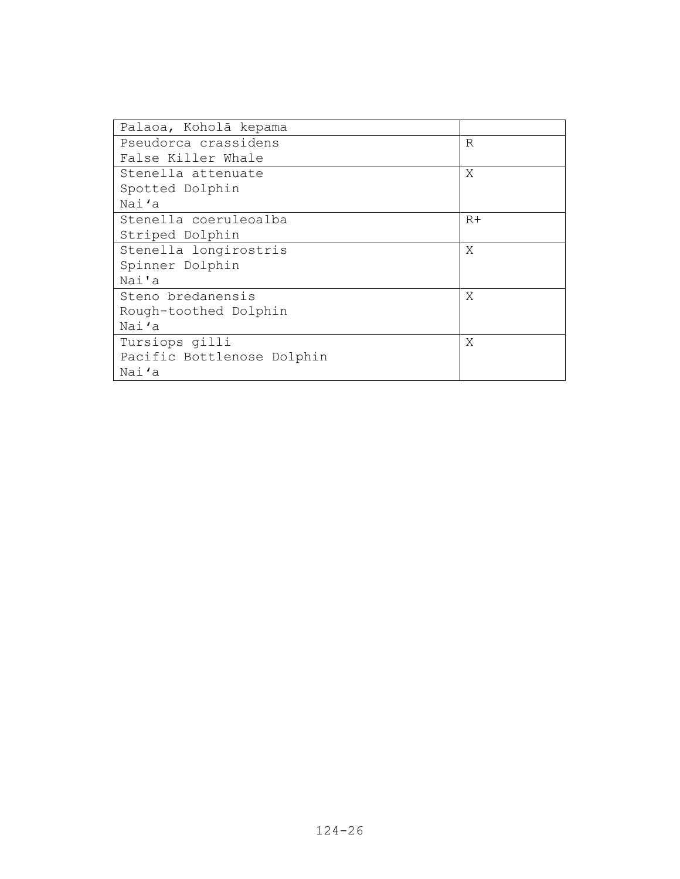| Palaoa, Koholā kepama | |
|---|---|
| Pseudorca crassidens<br>False Killer Whale | R |
| Stenella attenuate<br>Spotted Dolphin<br>Nai'a | X |
| Stenella coeruleoalba<br>Striped Dolphin | R+ |
| Stenella longirostris<br>Spinner Dolphin<br>Nai'a | X |
| Steno bredanensis<br>Rough-toothed Dolphin<br>Nai'a | X |
| Tursiops gilli<br>Pacific Bottlenose Dolphin<br>Nai'a | X |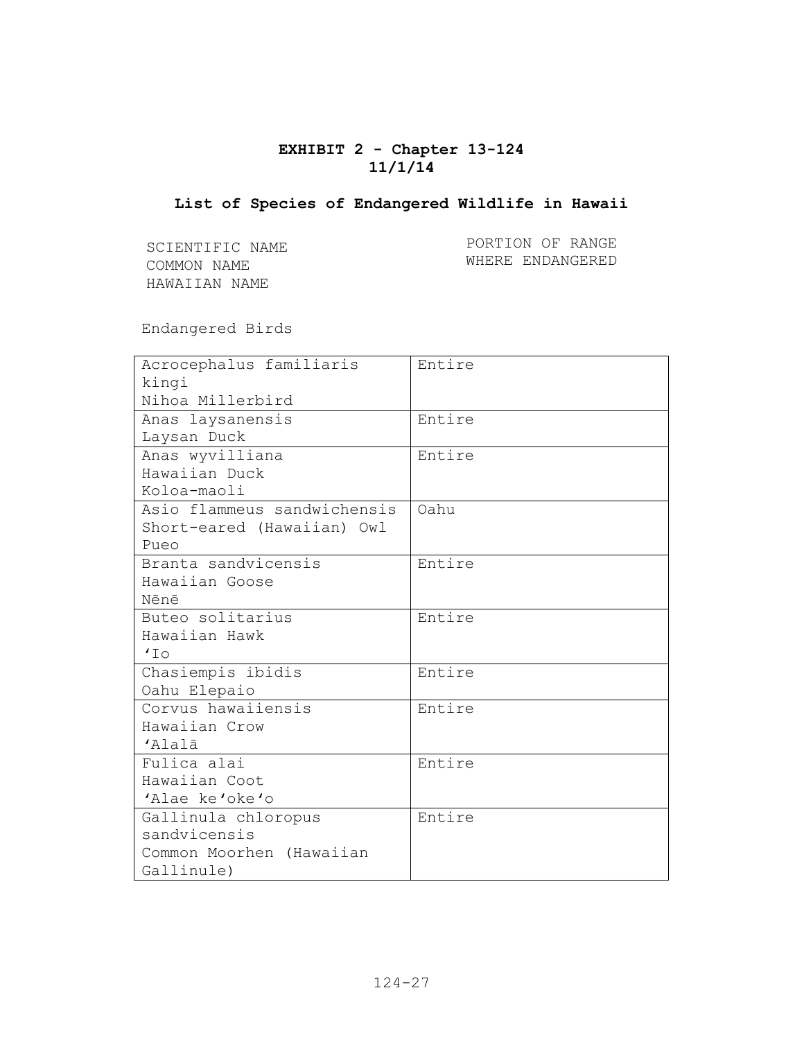**EXHIBIT 2 - Chapter 13-124**
**11/1/14**

## List of Species of Endangered Wildlife in Hawaii

| SCIENTIFIC NAME<br>COMMON NAME<br>HAWAIIAN NAME | PORTION OF RANGE WHERE ENDANGERED |
|---|---|

Endangered Birds

| | |
|---|---|
| Acrocephalus familiaris kingi<br>Nihoa Millerbird | Entire |
| Anas laysanensis<br>Laysan Duck | Entire |
| Anas wyvilliana<br>Hawaiian Duck<br>Koloa-maoli | Entire |
| Asio flammeus sandwichensis<br>Short-eared (Hawaiian) Owl<br>Pueo | Oahu |
| Branta sandvicensis<br>Hawaiian Goose<br>Nēnē | Entire |
| Buteo solitarius<br>Hawaiian Hawk<br>ʻIo | Entire |
| Chasiempis ibidis<br>Oahu Elepaio | Entire |
| Corvus hawaiiensis<br>Hawaiian Crow<br>ʻAlalā | Entire |
| Fulica alai<br>Hawaiian Coot<br>ʻAlae keʻokeʻo | Entire |
| Gallinula chloropus sandvicensis<br>Common Moorhen (Hawaiian Gallinule) | Entire |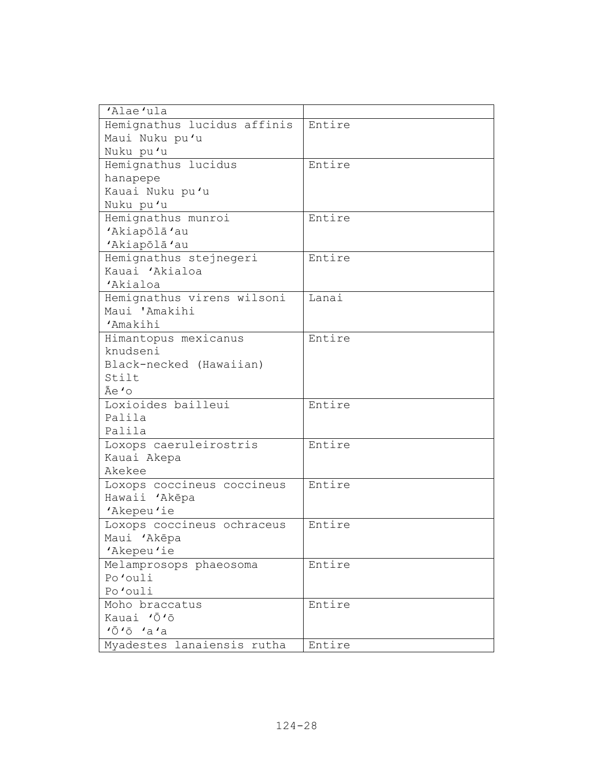| ʻAlaeʻula | |
|---|---|
| Hemignathus lucidus affinis<br>Maui Nuku puʻu<br>Nuku puʻu | Entire |
| Hemignathus lucidus hanapepe<br>Kauai Nuku puʻu<br>Nuku puʻu | Entire |
| Hemignathus munroi<br>ʻAkiapōlāʻau<br>ʻAkiapōlāʻau | Entire |
| Hemignathus stejnegeri<br>Kauai ʻAkialoa<br>ʻAkialoa | Entire |
| Hemignathus virens wilsoni<br>Maui 'Amakihi<br>ʻAmakihi | Lanai |
| Himantopus mexicanus knudseni<br>Black-necked (Hawaiian) Stilt<br>Āeʻo | Entire |
| Loxioides bailleui<br>Palila<br>Palila | Entire |
| Loxops caeruleirostris<br>Kauai Akepa<br>Akekee | Entire |
| Loxops coccineus coccineus<br>Hawaii ʻAkēpa<br>ʻAkepeuʻie | Entire |
| Loxops coccineus ochraceus<br>Maui ʻAkēpa<br>ʻAkepeuʻie | Entire |
| Melamprosops phaeosoma<br>Poʻouli<br>Poʻouli | Entire |
| Moho braccatus<br>Kauai ʻŌʻō<br>ʻŌʻō ʻaʻa | Entire |
| Myadestes lanaiensis rutha | Entire |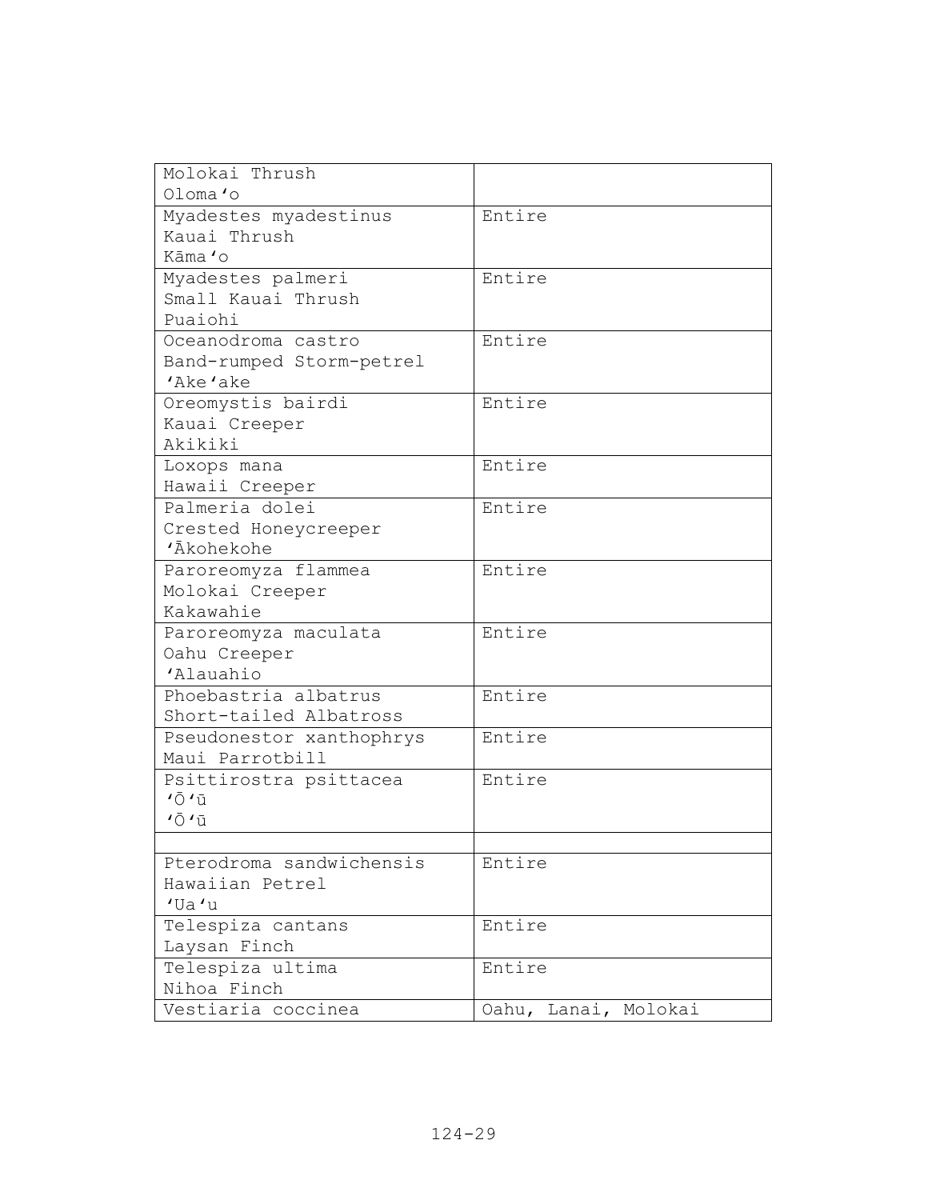| | |
|---|---|
| Molokai Thrush<br>Olomaʻo | |
| Myadestes myadestinus<br>Kauai Thrush<br>Kāmaʻo | Entire |
| Myadestes palmeri<br>Small Kauai Thrush<br>Puaiohi | Entire |
| Oceanodroma castro<br>Band-rumped Storm-petrel<br>ʻAkeʻake | Entire |
| Oreomystis bairdi<br>Kauai Creeper<br>Akikiki | Entire |
| Loxops mana<br>Hawaii Creeper | Entire |
| Palmeria dolei<br>Crested Honeycreeper<br>ʻĀkohekohe | Entire |
| Paroreomyza flammea<br>Molokai Creeper<br>Kakawahie | Entire |
| Paroreomyza maculata<br>Oahu Creeper<br>ʻAlauahio | Entire |
| Phoebastria albatrus<br>Short-tailed Albatross | Entire |
| Pseudonestor xanthophrys<br>Maui Parrotbill | Entire |
| Psittirostra psittacea<br>ʻŌʻū<br>ʻŌʻū | Entire |
| | |
| Pterodroma sandwichensis<br>Hawaiian Petrel<br>ʻUaʻu | Entire |
| Telespiza cantans<br>Laysan Finch | Entire |
| Telespiza ultima<br>Nihoa Finch | Entire |
| Vestiaria coccinea | Oahu, Lanai, Molokai |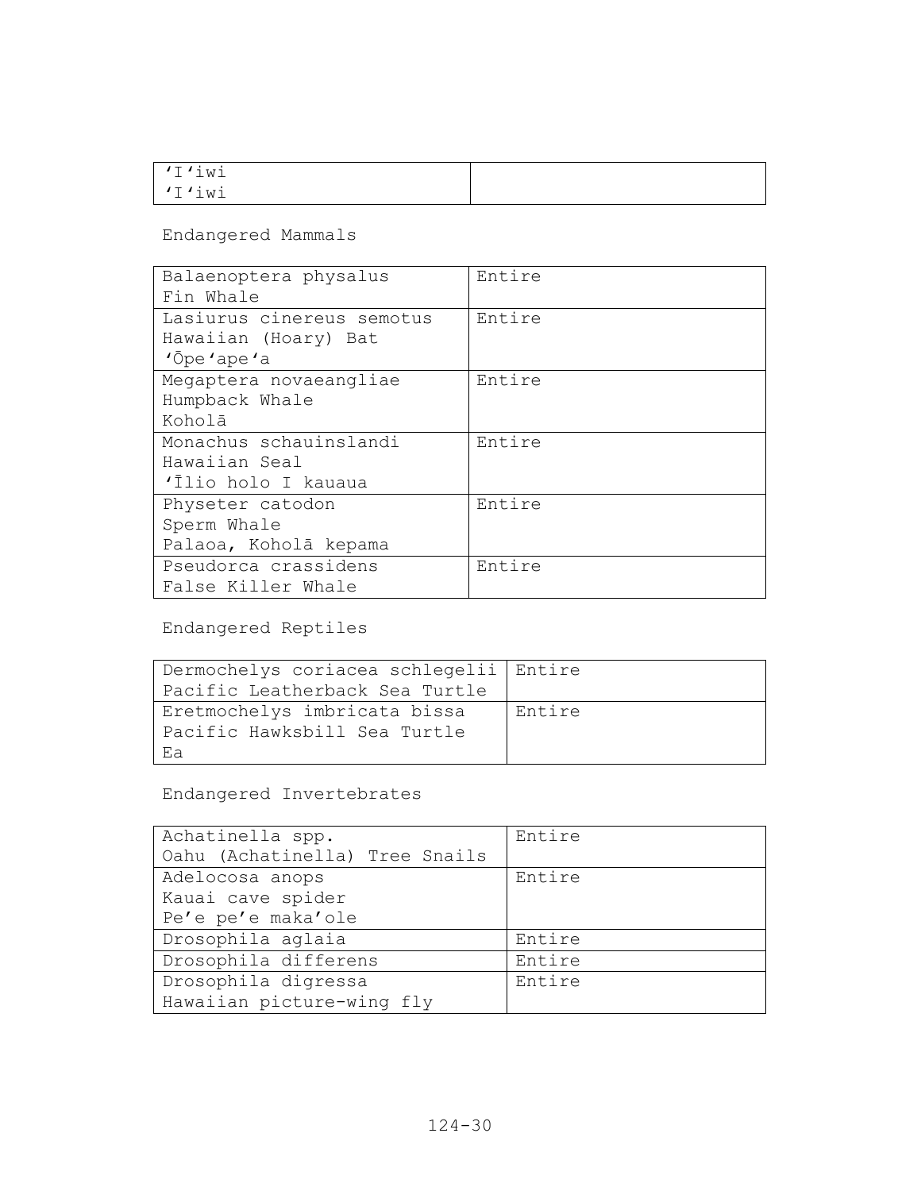| ‘I‘iwi<br>‘I‘iwi | |
| --- | --- |

Endangered Mammals

| Balaenoptera physalus<br>Fin Whale | Entire |
| --- | --- |
| Lasiurus cinereus semotus<br>Hawaiian (Hoary) Bat<br>‘Ōpe‘ape‘a | Entire |
| Megaptera novaeangliae<br>Humpback Whale<br>Koholā | Entire |
| Monachus schauinslandi<br>Hawaiian Seal<br>‘Īlio holo I kauaua | Entire |
| Physeter catodon<br>Sperm Whale<br>Palaoa, Koholā kepama | Entire |
| Pseudorca crassidens<br>False Killer Whale | Entire |

Endangered Reptiles

| Dermochelys coriacea schlegelii<br>Pacific Leatherback Sea Turtle | Entire |
| --- | --- |
| Eretmochelys imbricata bissa<br>Pacific Hawksbill Sea Turtle<br>Ea | Entire |

Endangered Invertebrates

| Achatinella spp.<br>Oahu (Achatinella) Tree Snails | Entire |
| --- | --- |
| Adelocosa anops<br>Kauai cave spider<br>Pe’e pe’e maka’ole | Entire |
| Drosophila aglaia | Entire |
| Drosophila differens | Entire |
| Drosophila digressa<br>Hawaiian picture-wing fly | Entire |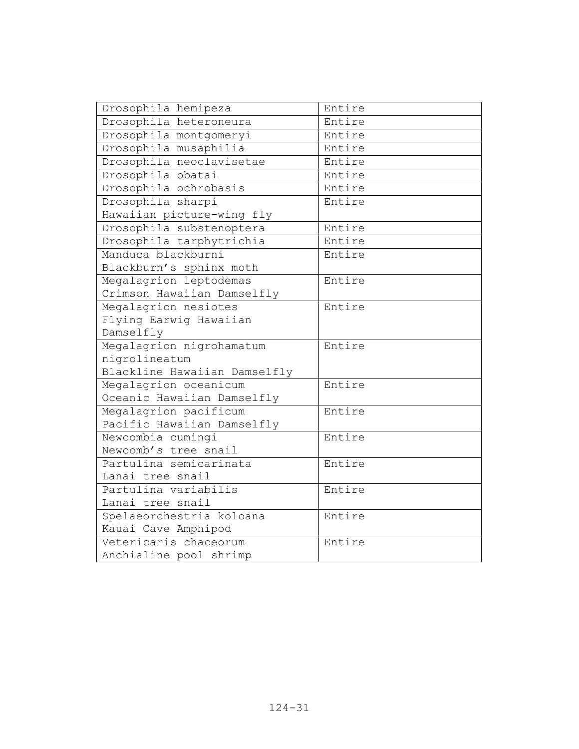| | |
|---|---|
| Drosophila hemipeza | Entire |
| Drosophila heteroneura | Entire |
| Drosophila montgomeryi | Entire |
| Drosophila musaphilia | Entire |
| Drosophila neoclavisetae | Entire |
| Drosophila obatai | Entire |
| Drosophila ochrobasis | Entire |
| Drosophila sharpi<br>Hawaiian picture-wing fly | Entire |
| Drosophila substenoptera | Entire |
| Drosophila tarphytrichia | Entire |
| Manduca blackburni<br>Blackburn's sphinx moth | Entire |
| Megalagrion leptodemas<br>Crimson Hawaiian Damselfly | Entire |
| Megalagrion nesiotes<br>Flying Earwig Hawaiian Damselfly | Entire |
| Megalagrion nigrohamatum nigrolineatum<br>Blackline Hawaiian Damselfly | Entire |
| Megalagrion oceanicum<br>Oceanic Hawaiian Damselfly | Entire |
| Megalagrion pacificum<br>Pacific Hawaiian Damselfly | Entire |
| Newcombia cumingi<br>Newcomb's tree snail | Entire |
| Partulina semicarinata<br>Lanai tree snail | Entire |
| Partulina variabilis<br>Lanai tree snail | Entire |
| Spelaeorchestria koloana<br>Kauai Cave Amphipod | Entire |
| Vetericaris chaceorum<br>Anchialine pool shrimp | Entire |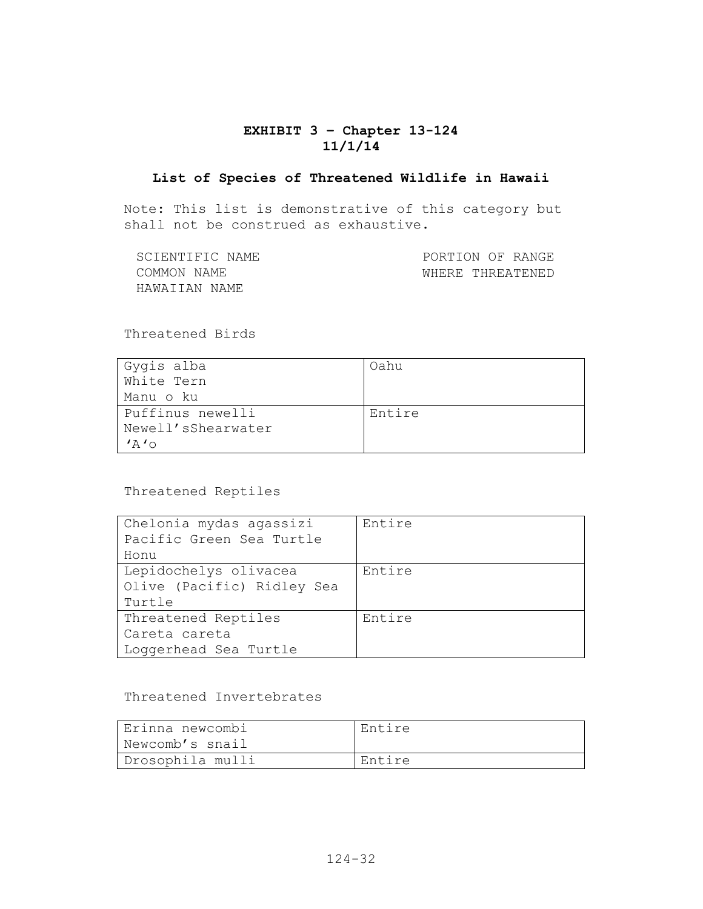**EXHIBIT 3 – Chapter 13-124**
**11/1/14**

## List of Species of Threatened Wildlife in Hawaii

Note: This list is demonstrative of this category but shall not be construed as exhaustive.

SCIENTIFIC NAME
COMMON NAME
HAWAIIAN NAME

PORTION OF RANGE
WHERE THREATENED

Threatened Birds

| | |
|---|---|
| Gygis alba<br>White Tern<br>Manu o ku | Oahu |
| Puffinus newelli<br>Newell'sShearwater<br>'A'o | Entire |

Threatened Reptiles

| | |
|---|---|
| Chelonia mydas agassizi<br>Pacific Green Sea Turtle<br>Honu | Entire |
| Lepidochelys olivacea<br>Olive (Pacific) Ridley Sea Turtle | Entire |
| Threatened Reptiles<br>Careta careta<br>Loggerhead Sea Turtle | Entire |

Threatened Invertebrates

| | |
|---|---|
| Erinna newcombi<br>Newcomb's snail | Entire |
| Drosophila mulli | Entire |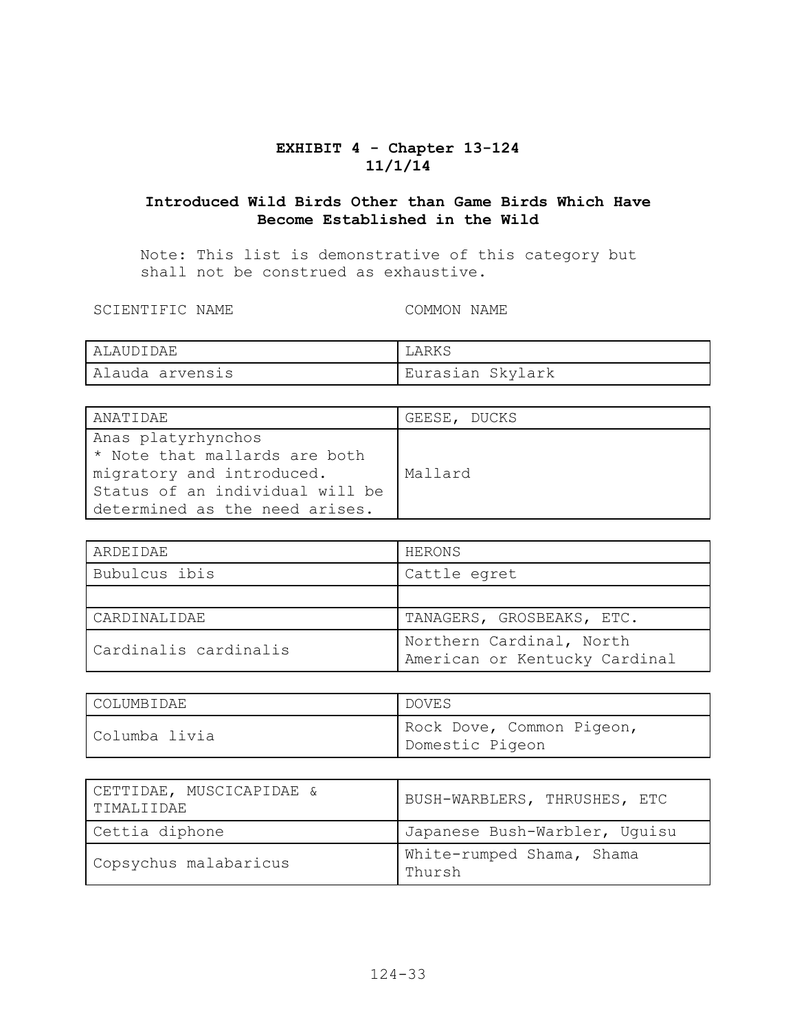**EXHIBIT 4 - Chapter 13-124**
**11/1/14**

**Introduced Wild Birds Other than Game Birds Which Have Become Established in the Wild**

Note: This list is demonstrative of this category but shall not be construed as exhaustive.

| SCIENTIFIC NAME | COMMON NAME |
|---|---|
| ALAUDIDAE | LARKS |
| Alauda arvensis | Eurasian Skylark |

| SCIENTIFIC NAME | COMMON NAME |
|---|---|
| ANATIDAE | GEESE, DUCKS |
| Anas platyrhynchos * Note that mallards are both migratory and introduced. Status of an individual will be determined as the need arises. | Mallard |

| SCIENTIFIC NAME | COMMON NAME |
|---|---|
| ARDEIDAE | HERONS |
| Bubulcus ibis | Cattle egret |
| | |
| CARDINALIDAE | TANAGERS, GROSBEAKS, ETC. |
| Cardinalis cardinalis | Northern Cardinal, North American or Kentucky Cardinal |

| SCIENTIFIC NAME | COMMON NAME |
|---|---|
| COLUMBIDAE | DOVES |
| Columba livia | Rock Dove, Common Pigeon, Domestic Pigeon |

| SCIENTIFIC NAME | COMMON NAME |
|---|---|
| CETTIDAE, MUSCICAPIDAE & TIMALIIDAE | BUSH-WARBLERS, THRUSHES, ETC |
| Cettia diphone | Japanese Bush-Warbler, Uguisu |
| Copsychus malabaricus | White-rumped Shama, Shama Thursh |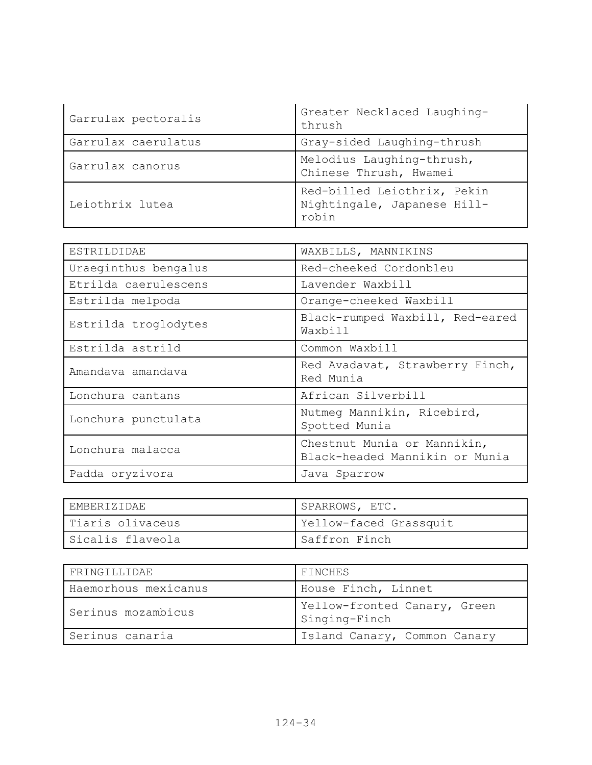| | |
|---|---|
| Garrulax pectoralis | Greater Necklaced Laughing-thrush |
| Garrulax caerulatus | Gray-sided Laughing-thrush |
| Garrulax canorus | Melodius Laughing-thrush, Chinese Thrush, Hwamei |
| Leiothrix lutea | Red-billed Leiothrix, Pekin Nightingale, Japanese Hill-robin |

| ESTRILDIDAE | WAXBILLS, MANNIKINS |
|---|---|
| Uraeginthus bengalus | Red-cheeked Cordonbleu |
| Etrilda caerulescens | Lavender Waxbill |
| Estrilda melpoda | Orange-cheeked Waxbill |
| Estrilda troglodytes | Black-rumped Waxbill, Red-eared Waxbill |
| Estrilda astrild | Common Waxbill |
| Amandava amandava | Red Avadavat, Strawberry Finch, Red Munia |
| Lonchura cantans | African Silverbill |
| Lonchura punctulata | Nutmeg Mannikin, Ricebird, Spotted Munia |
| Lonchura malacca | Chestnut Munia or Mannikin, Black-headed Mannikin or Munia |
| Padda oryzivora | Java Sparrow |

| EMBERIZIDAE | SPARROWS, ETC. |
|---|---|
| Tiaris olivaceus | Yellow-faced Grassquit |
| Sicalis flaveola | Saffron Finch |

| FRINGILLIDAE | FINCHES |
|---|---|
| Haemorhous mexicanus | House Finch, Linnet |
| Serinus mozambicus | Yellow-fronted Canary, Green Singing-Finch |
| Serinus canaria | Island Canary, Common Canary |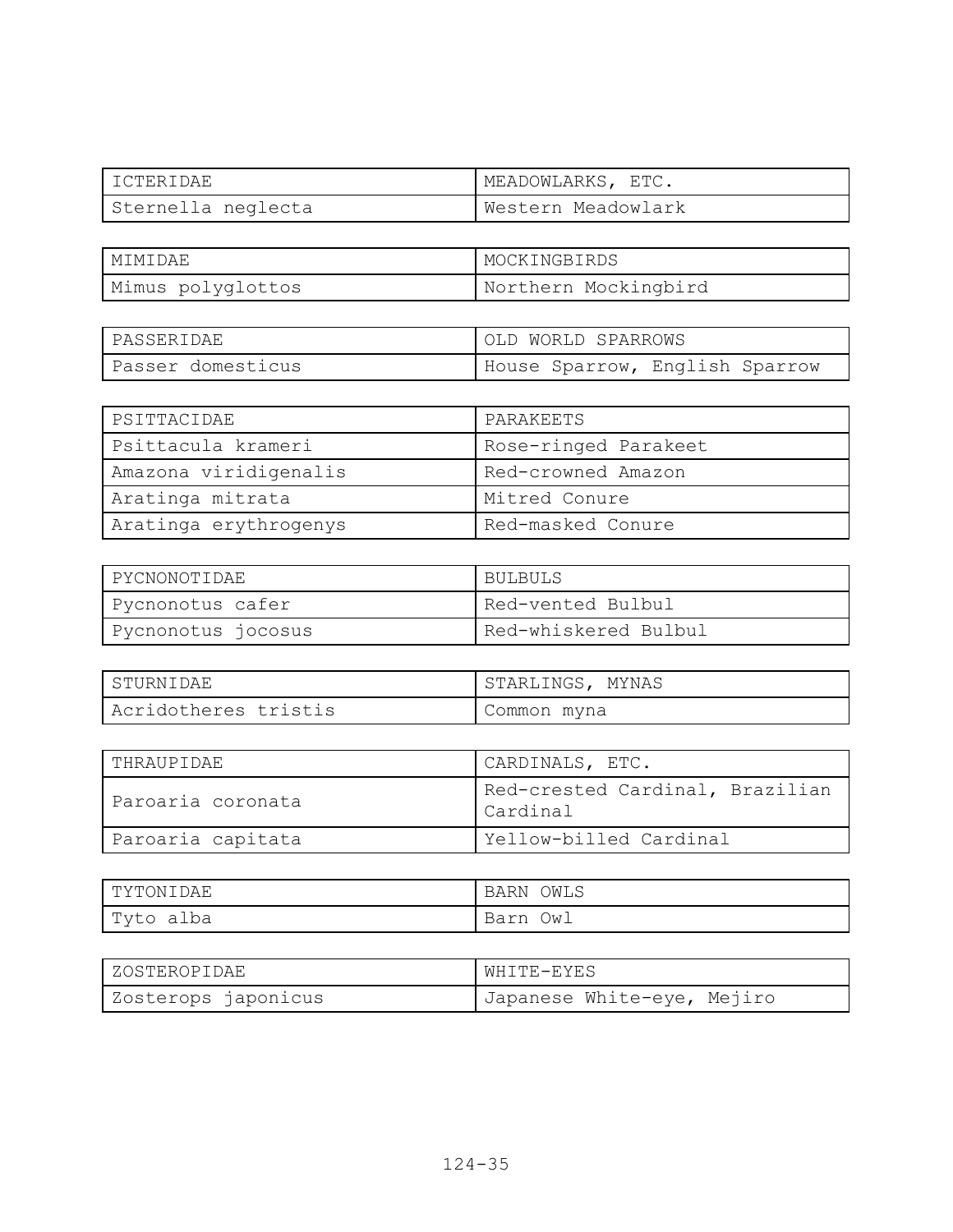| ICTERIDAE | MEADOWLARKS, ETC. |
|---|---|
| Sternella neglecta | Western Meadowlark |

| MIMIDAE | MOCKINGBIRDS |
|---|---|
| Mimus polyglottos | Northern Mockingbird |

| PASSERIDAE | OLD WORLD SPARROWS |
|---|---|
| Passer domesticus | House Sparrow, English Sparrow |

| PSITTACIDAE | PARAKEETS |
|---|---|
| Psittacula krameri | Rose-ringed Parakeet |
| Amazona viridigenalis | Red-crowned Amazon |
| Aratinga mitrata | Mitred Conure |
| Aratinga erythrogenys | Red-masked Conure |

| PYCNONOTIDAE | BULBULS |
|---|---|
| Pycnonotus cafer | Red-vented Bulbul |
| Pycnonotus jocosus | Red-whiskered Bulbul |

| STURNIDAE | STARLINGS, MYNAS |
|---|---|
| Acridotheres tristis | Common myna |

| THRAUPIDAE | CARDINALS, ETC. |
|---|---|
| Paroaria coronata | Red-crested Cardinal, Brazilian Cardinal |
| Paroaria capitata | Yellow-billed Cardinal |

| TYTONIDAE | BARN OWLS |
|---|---|
| Tyto alba | Barn Owl |

| ZOSTEROPIDAE | WHITE-EYES |
|---|---|
| Zosterops japonicus | Japanese White-eye, Mejiro |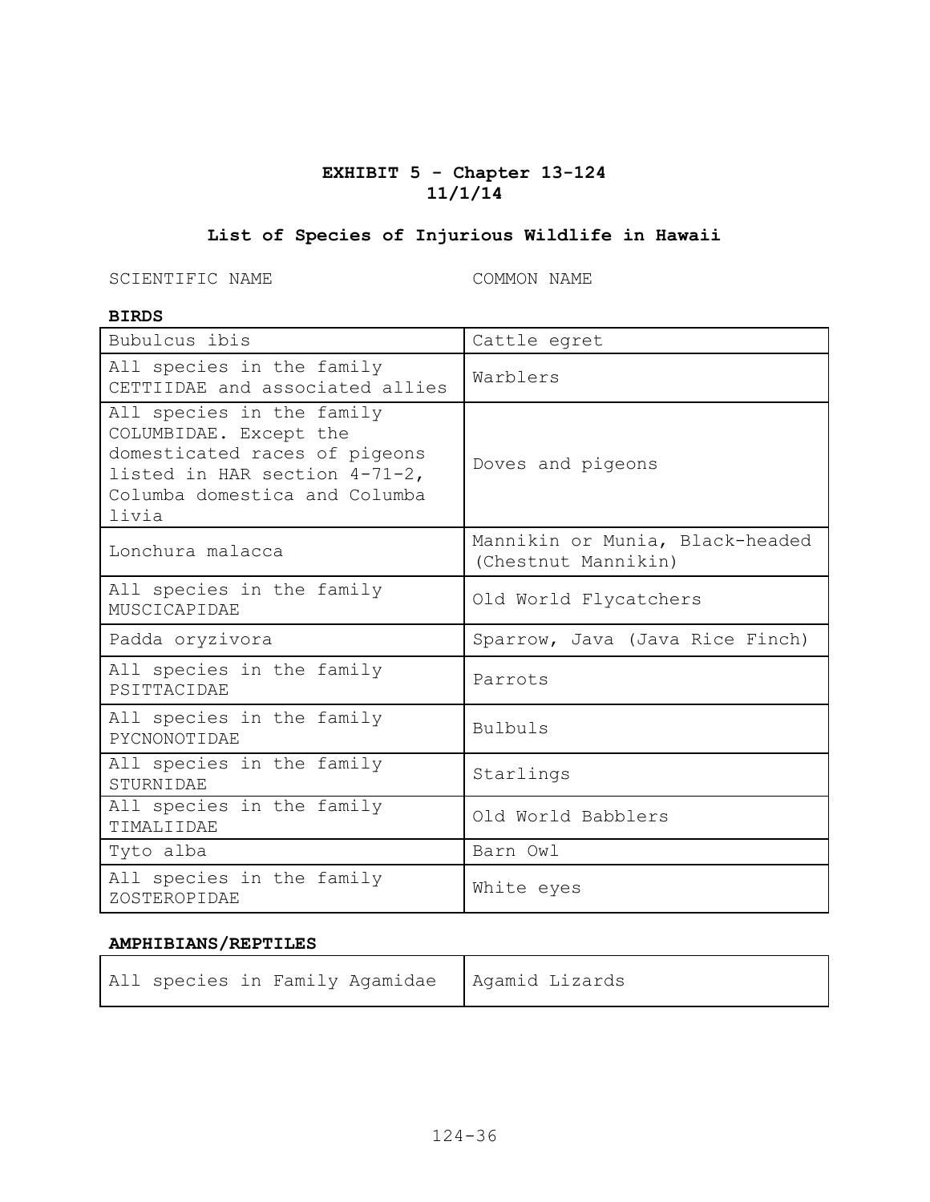# EXHIBIT 5 - Chapter 13-124
# 11/1/14

## List of Species of Injurious Wildlife in Hawaii

**BIRDS**

| SCIENTIFIC NAME | COMMON NAME |
|---|---|
| Bubulcus ibis | Cattle egret |
| All species in the family CETTIIDAE and associated allies | Warblers |
| All species in the family COLUMBIDAE. Except the domesticated races of pigeons listed in HAR section 4-71-2, Columba domestica and Columba livia | Doves and pigeons |
| Lonchura malacca | Mannikin or Munia, Black-headed (Chestnut Mannikin) |
| All species in the family MUSCICAPIDAE | Old World Flycatchers |
| Padda oryzivora | Sparrow, Java (Java Rice Finch) |
| All species in the family PSITTACIDAE | Parrots |
| All species in the family PYCNONOTIDAE | Bulbuls |
| All species in the family STURNIDAE | Starlings |
| All species in the family TIMALIIDAE | Old World Babblers |
| Tyto alba | Barn Owl |
| All species in the family ZOSTEROPIDAE | White eyes |

**AMPHIBIANS/REPTILES**

| SCIENTIFIC NAME | COMMON NAME |
|---|---|
| All species in Family Agamidae | Agamid Lizards |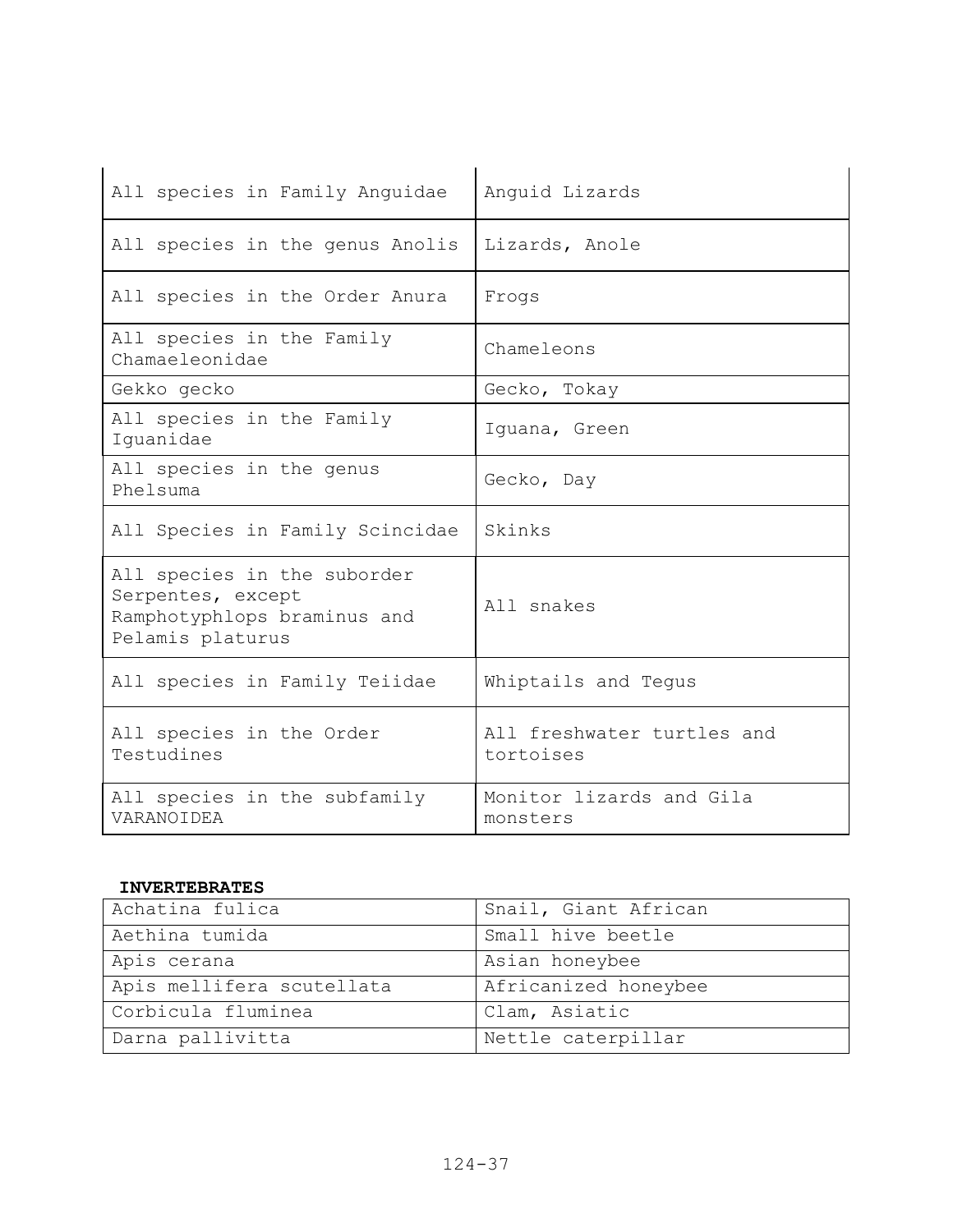| | |
|---|---|
| All species in Family Anguidae | Anguid Lizards |
| All species in the genus Anolis | Lizards, Anole |
| All species in the Order Anura | Frogs |
| All species in the Family Chamaeleonidae | Chameleons |
| Gekko gecko | Gecko, Tokay |
| All species in the Family Iguanidae | Iguana, Green |
| All species in the genus Phelsuma | Gecko, Day |
| All Species in Family Scincidae | Skinks |
| All species in the suborder Serpentes, except Ramphotyphlops braminus and Pelamis platurus | All snakes |
| All species in Family Teiidae | Whiptails and Tegus |
| All species in the Order Testudines | All freshwater turtles and tortoises |
| All species in the subfamily VARANOIDEA | Monitor lizards and Gila monsters |

**INVERTEBRATES**

| | |
|---|---|
| Achatina fulica | Snail, Giant African |
| Aethina tumida | Small hive beetle |
| Apis cerana | Asian honeybee |
| Apis mellifera scutellata | Africanized honeybee |
| Corbicula fluminea | Clam, Asiatic |
| Darna pallivitta | Nettle caterpillar |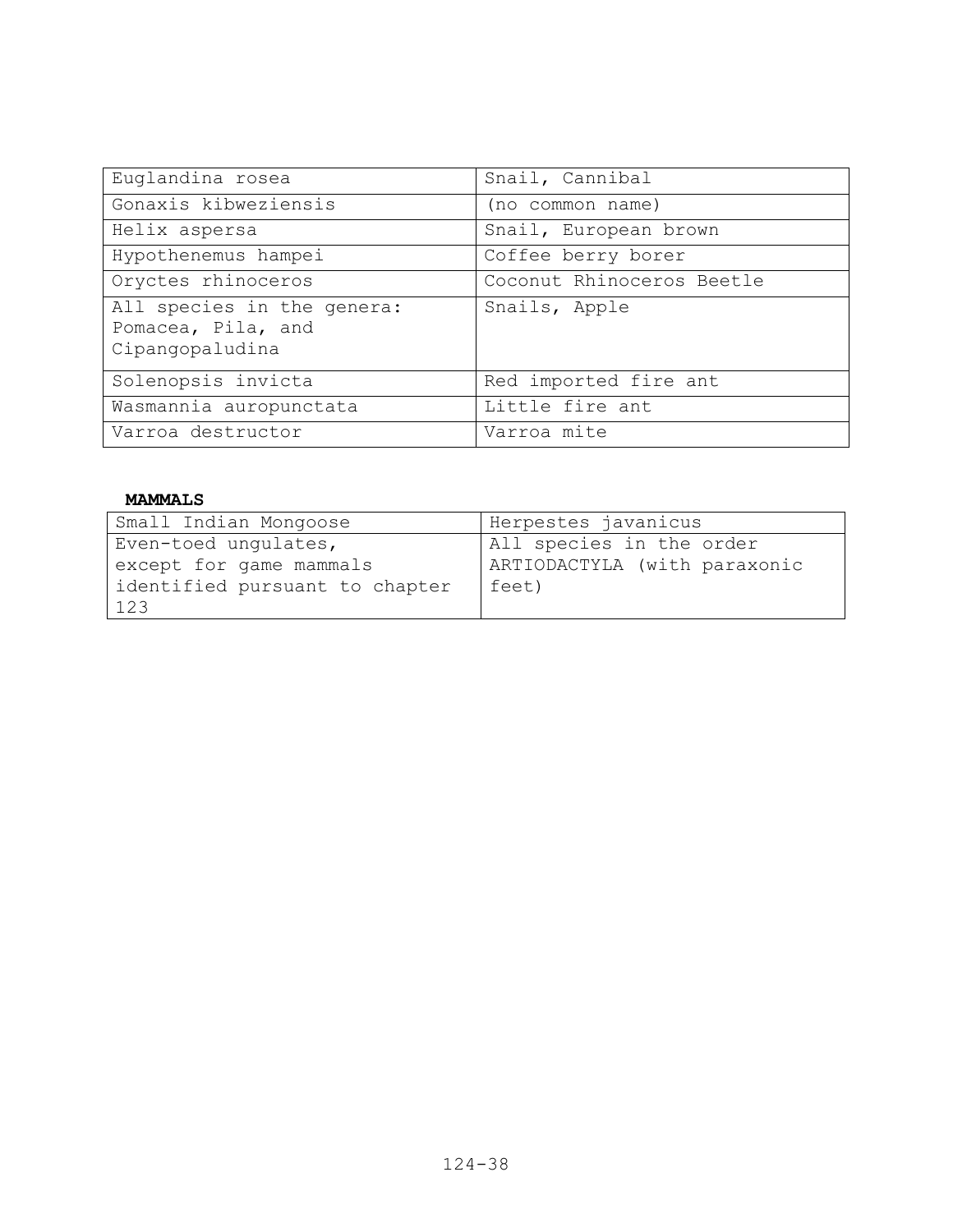| | |
|---|---|
| Euglandina rosea | Snail, Cannibal |
| Gonaxis kibweziensis | (no common name) |
| Helix aspersa | Snail, European brown |
| Hypothenemus hampei | Coffee berry borer |
| Oryctes rhinoceros | Coconut Rhinoceros Beetle |
| All species in the genera: Pomacea, Pila, and Cipangopaludina | Snails, Apple |
| Solenopsis invicta | Red imported fire ant |
| Wasmannia auropunctata | Little fire ant |
| Varroa destructor | Varroa mite |

**MAMMALS**

| | |
|---|---|
| Small Indian Mongoose | Herpestes javanicus |
| Even-toed ungulates, except for game mammals identified pursuant to chapter 123 | All species in the order ARTIODACTYLA (with paraxonic feet) |